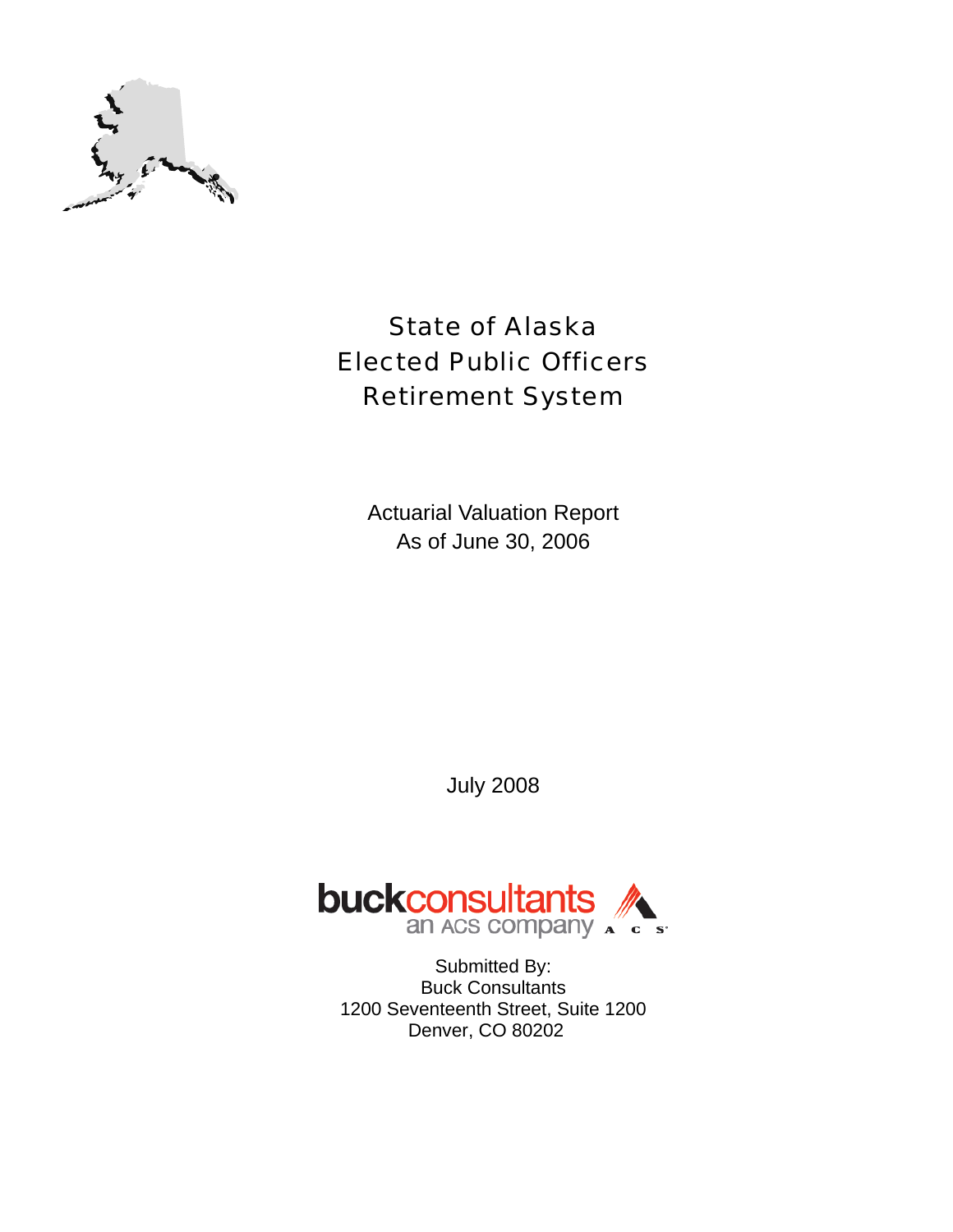# State of Alaska Elected Public Officers Retirement System

Actuarial Valuation Report
As of June 30, 2006

July 2008

buckconsultants
an ACS company

Submitted By:
Buck Consultants
1200 Seventeenth Street, Suite 1200
Denver, CO 80202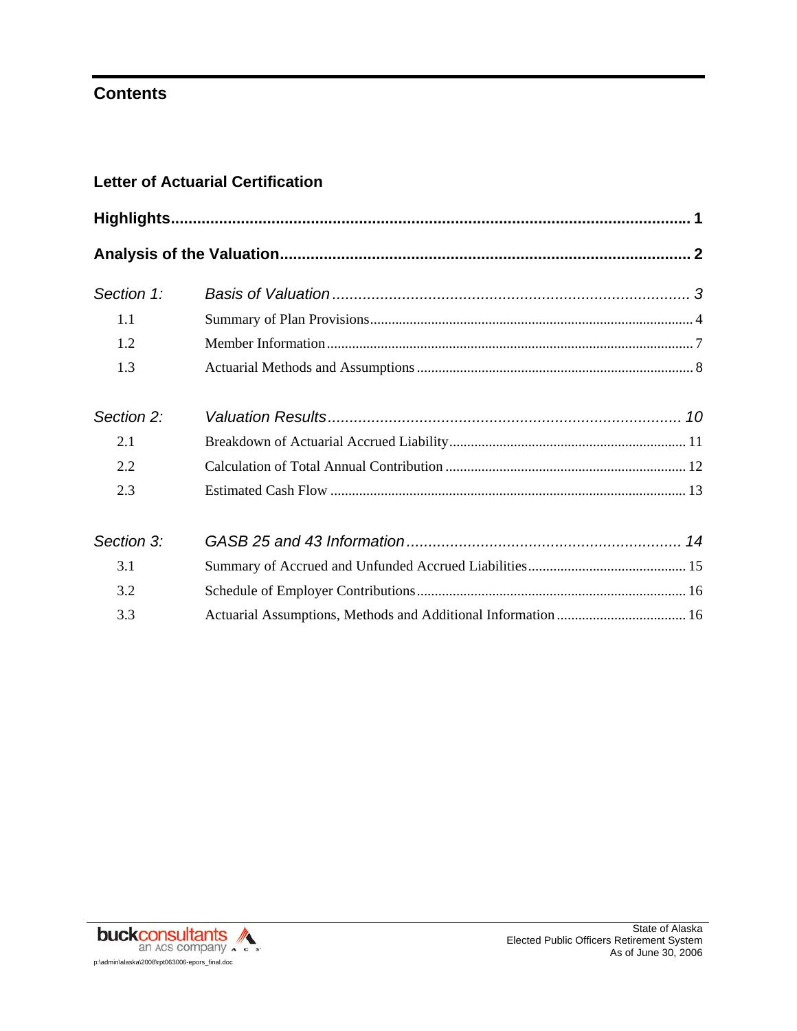# Contents

**Letter of Actuarial Certification**

**Highlights** ........................................................................................................ **1**

**Analysis of the Valuation** ........................................................................................ **2**

*Section 1:* *Basis of Valuation* ........................................................................ *3*

- 1.1 Summary of Plan Provisions .............................................................................. 4
- 1.2 Member Information .......................................................................................... 7
- 1.3 Actuarial Methods and Assumptions ................................................................. 8

*Section 2:* *Valuation Results* ......................................................................... *10*

- 2.1 Breakdown of Actuarial Accrued Liability ......................................................... 11
- 2.2 Calculation of Total Annual Contribution .......................................................... 12
- 2.3 Estimated Cash Flow ......................................................................................... 13

*Section 3:* *GASB 25 and 43 Information* ....................................................... *14*

- 3.1 Summary of Accrued and Unfunded Accrued Liabilities ................................... 15
- 3.2 Schedule of Employer Contributions ................................................................. 16
- 3.3 Actuarial Assumptions, Methods and Additional Information ........................... 16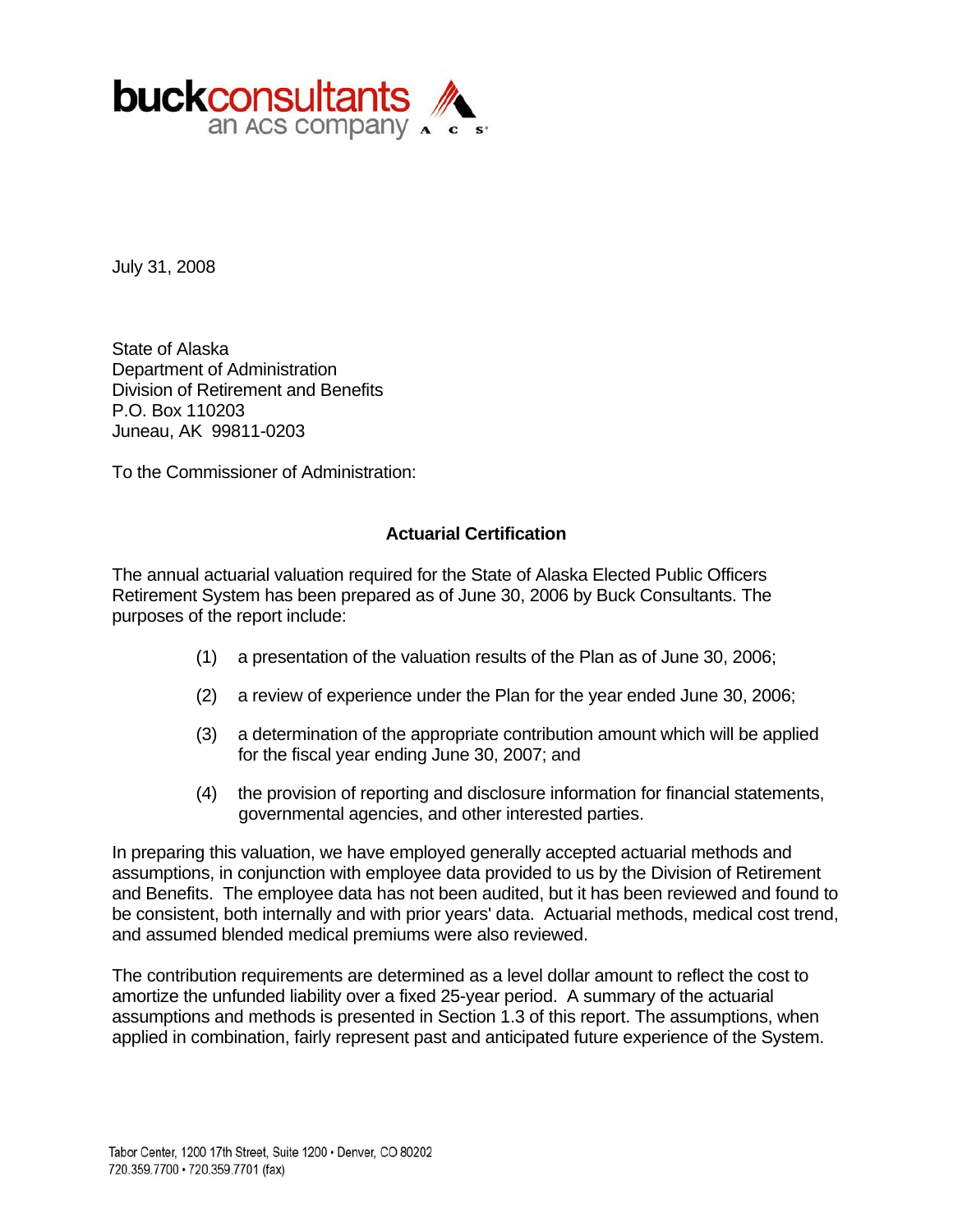**buckconsultants**
an ACS company

July 31, 2008

State of Alaska
Department of Administration
Division of Retirement and Benefits
P.O. Box 110203
Juneau, AK 99811-0203

To the Commissioner of Administration:

## Actuarial Certification

The annual actuarial valuation required for the State of Alaska Elected Public Officers Retirement System has been prepared as of June 30, 2006 by Buck Consultants. The purposes of the report include:

(1) a presentation of the valuation results of the Plan as of June 30, 2006;

(2) a review of experience under the Plan for the year ended June 30, 2006;

(3) a determination of the appropriate contribution amount which will be applied for the fiscal year ending June 30, 2007; and

(4) the provision of reporting and disclosure information for financial statements, governmental agencies, and other interested parties.

In preparing this valuation, we have employed generally accepted actuarial methods and assumptions, in conjunction with employee data provided to us by the Division of Retirement and Benefits. The employee data has not been audited, but it has been reviewed and found to be consistent, both internally and with prior years' data. Actuarial methods, medical cost trend, and assumed blended medical premiums were also reviewed.

The contribution requirements are determined as a level dollar amount to reflect the cost to amortize the unfunded liability over a fixed 25-year period. A summary of the actuarial assumptions and methods is presented in Section 1.3 of this report. The assumptions, when applied in combination, fairly represent past and anticipated future experience of the System.

Tabor Center, 1200 17th Street, Suite 1200 • Denver, CO 80202
720.359.7700 • 720.359.7701 (fax)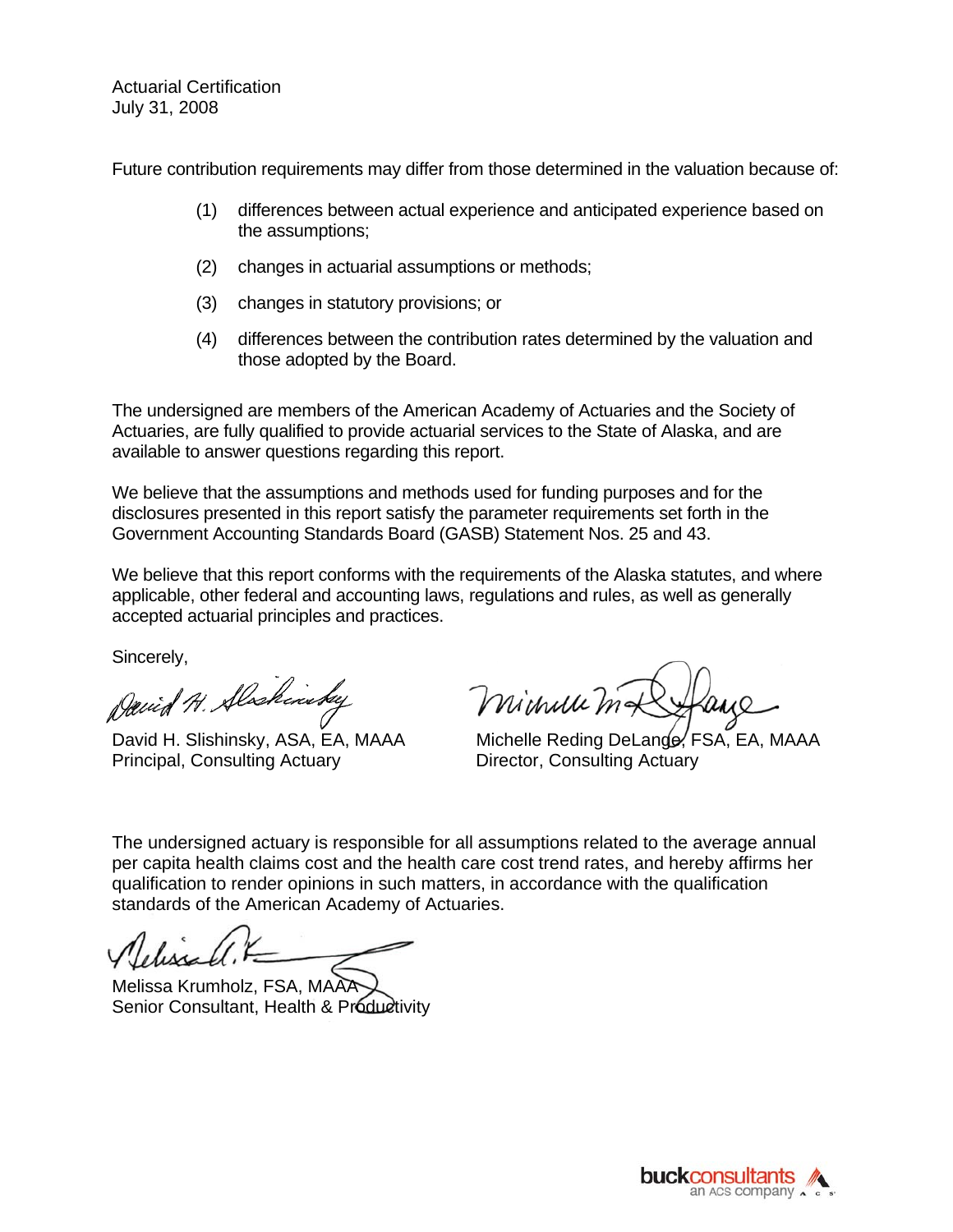Actuarial Certification
July 31, 2008

Future contribution requirements may differ from those determined in the valuation because of:

(1) differences between actual experience and anticipated experience based on the assumptions;

(2) changes in actuarial assumptions or methods;

(3) changes in statutory provisions; or

(4) differences between the contribution rates determined by the valuation and those adopted by the Board.

The undersigned are members of the American Academy of Actuaries and the Society of Actuaries, are fully qualified to provide actuarial services to the State of Alaska, and are available to answer questions regarding this report.

We believe that the assumptions and methods used for funding purposes and for the disclosures presented in this report satisfy the parameter requirements set forth in the Government Accounting Standards Board (GASB) Statement Nos. 25 and 43.

We believe that this report conforms with the requirements of the Alaska statutes, and where applicable, other federal and accounting laws, regulations and rules, as well as generally accepted actuarial principles and practices.

Sincerely,

David H. Slishinsky, ASA, EA, MAAA
Principal, Consulting Actuary

Michelle Reding DeLange, FSA, EA, MAAA
Director, Consulting Actuary

The undersigned actuary is responsible for all assumptions related to the average annual per capita health claims cost and the health care cost trend rates, and hereby affirms her qualification to render opinions in such matters, in accordance with the qualification standards of the American Academy of Actuaries.

Melissa Krumholz, FSA, MAAA
Senior Consultant, Health & Productivity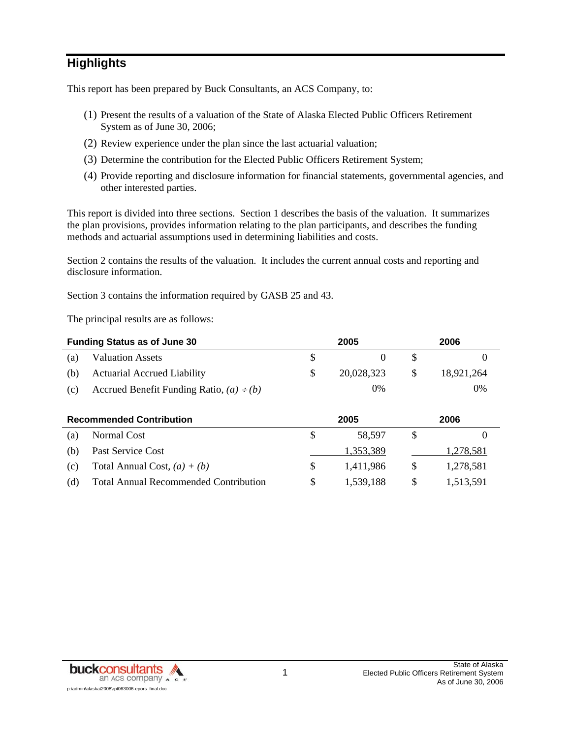## Highlights

This report has been prepared by Buck Consultants, an ACS Company, to:

(1) Present the results of a valuation of the State of Alaska Elected Public Officers Retirement System as of June 30, 2006;

(2) Review experience under the plan since the last actuarial valuation;

(3) Determine the contribution for the Elected Public Officers Retirement System;

(4) Provide reporting and disclosure information for financial statements, governmental agencies, and other interested parties.

This report is divided into three sections. Section 1 describes the basis of the valuation. It summarizes the plan provisions, provides information relating to the plan participants, and describes the funding methods and actuarial assumptions used in determining liabilities and costs.

Section 2 contains the results of the valuation. It includes the current annual costs and reporting and disclosure information.

Section 3 contains the information required by GASB 25 and 43.

The principal results are as follows:

| **Funding Status as of June 30** | | **2005** | **2006** |
|---|---|---|---|
| (a) | Valuation Assets | $ 0 | $ 0 |
| (b) | Actuarial Accrued Liability | $ 20,028,323 | $ 18,921,264 |
| (c) | Accrued Benefit Funding Ratio, *(a) ÷ (b)* | 0% | 0% |

| **Recommended Contribution** | | **2005** | **2006** |
|---|---|---|---|
| (a) | Normal Cost | $ 58,597 | $ 0 |
| (b) | Past Service Cost | 1,353,389 | 1,278,581 |
| (c) | Total Annual Cost, *(a) + (b)* | $ 1,411,986 | $ 1,278,581 |
| (d) | Total Annual Recommended Contribution | $ 1,539,188 | $ 1,513,591 |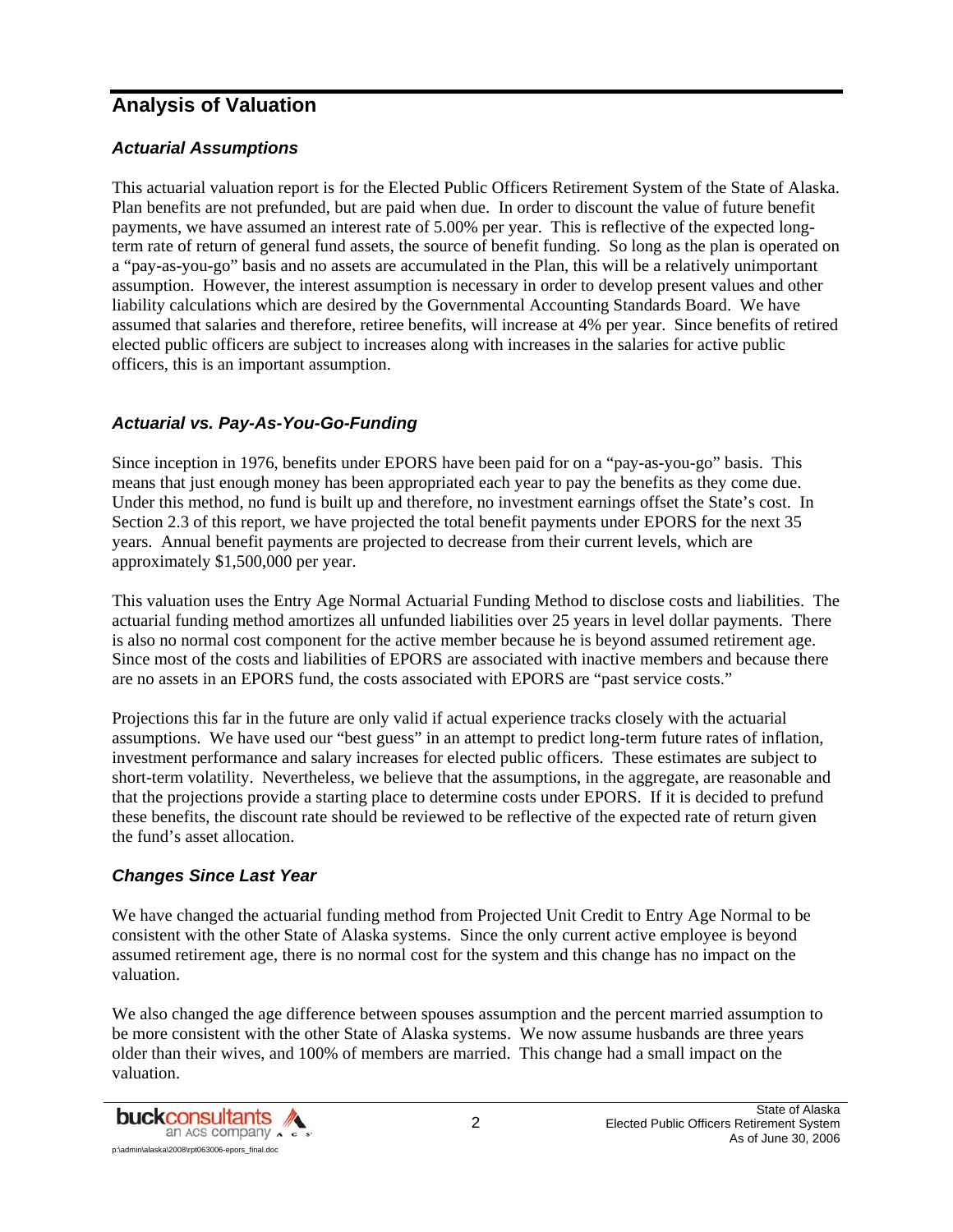## Analysis of Valuation

### *Actuarial Assumptions*

This actuarial valuation report is for the Elected Public Officers Retirement System of the State of Alaska. Plan benefits are not prefunded, but are paid when due. In order to discount the value of future benefit payments, we have assumed an interest rate of 5.00% per year. This is reflective of the expected long-term rate of return of general fund assets, the source of benefit funding. So long as the plan is operated on a "pay-as-you-go" basis and no assets are accumulated in the Plan, this will be a relatively unimportant assumption. However, the interest assumption is necessary in order to develop present values and other liability calculations which are desired by the Governmental Accounting Standards Board. We have assumed that salaries and therefore, retiree benefits, will increase at 4% per year. Since benefits of retired elected public officers are subject to increases along with increases in the salaries for active public officers, this is an important assumption.

### *Actuarial vs. Pay-As-You-Go-Funding*

Since inception in 1976, benefits under EPORS have been paid for on a "pay-as-you-go" basis. This means that just enough money has been appropriated each year to pay the benefits as they come due. Under this method, no fund is built up and therefore, no investment earnings offset the State's cost. In Section 2.3 of this report, we have projected the total benefit payments under EPORS for the next 35 years. Annual benefit payments are projected to decrease from their current levels, which are approximately $1,500,000 per year.

This valuation uses the Entry Age Normal Actuarial Funding Method to disclose costs and liabilities. The actuarial funding method amortizes all unfunded liabilities over 25 years in level dollar payments. There is also no normal cost component for the active member because he is beyond assumed retirement age. Since most of the costs and liabilities of EPORS are associated with inactive members and because there are no assets in an EPORS fund, the costs associated with EPORS are "past service costs."

Projections this far in the future are only valid if actual experience tracks closely with the actuarial assumptions. We have used our "best guess" in an attempt to predict long-term future rates of inflation, investment performance and salary increases for elected public officers. These estimates are subject to short-term volatility. Nevertheless, we believe that the assumptions, in the aggregate, are reasonable and that the projections provide a starting place to determine costs under EPORS. If it is decided to prefund these benefits, the discount rate should be reviewed to be reflective of the expected rate of return given the fund's asset allocation.

### *Changes Since Last Year*

We have changed the actuarial funding method from Projected Unit Credit to Entry Age Normal to be consistent with the other State of Alaska systems. Since the only current active employee is beyond assumed retirement age, there is no normal cost for the system and this change has no impact on the valuation.

We also changed the age difference between spouses assumption and the percent married assumption to be more consistent with the other State of Alaska systems. We now assume husbands are three years older than their wives, and 100% of members are married. This change had a small impact on the valuation.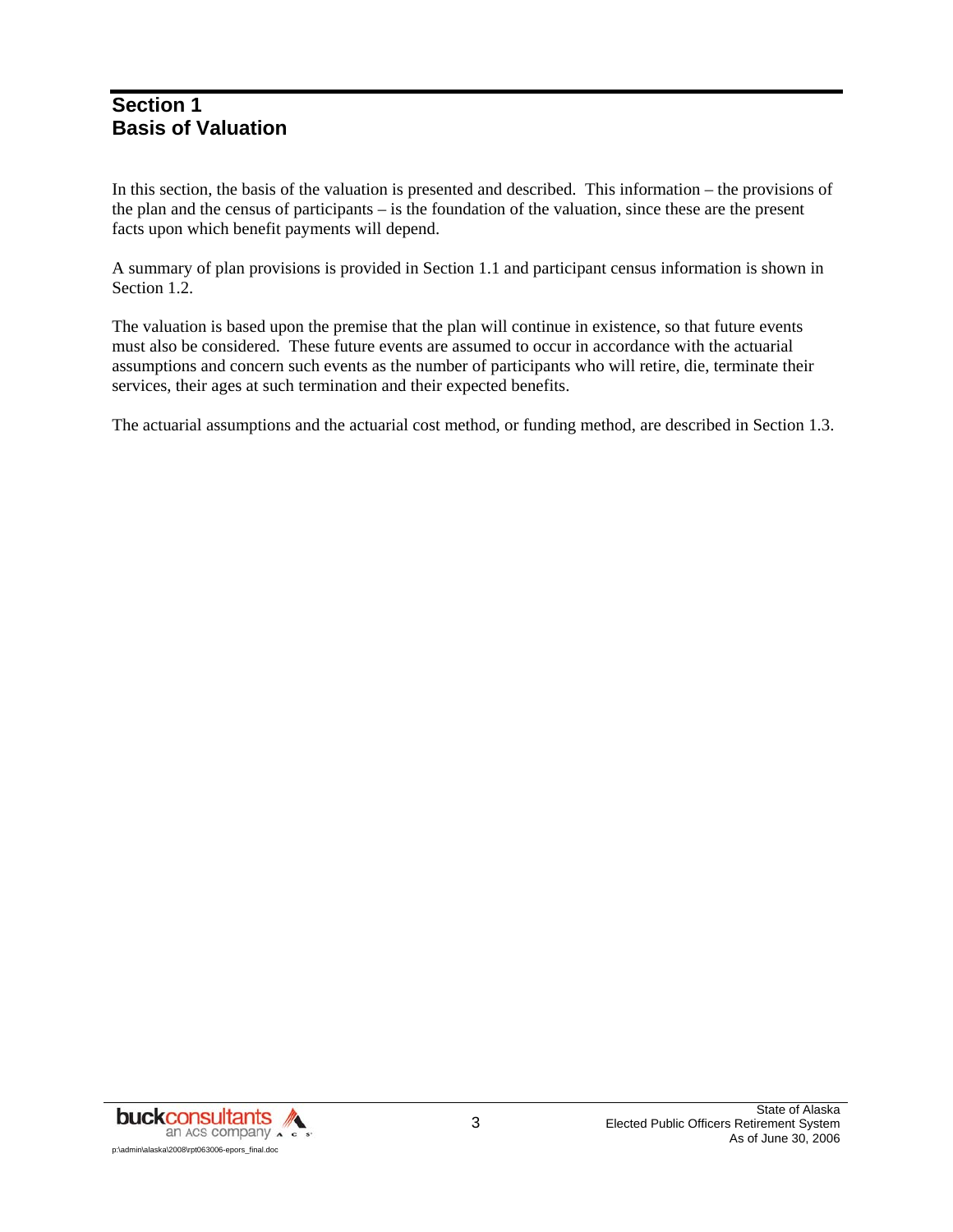# Section 1
# Basis of Valuation

In this section, the basis of the valuation is presented and described. This information – the provisions of the plan and the census of participants – is the foundation of the valuation, since these are the present facts upon which benefit payments will depend.

A summary of plan provisions is provided in Section 1.1 and participant census information is shown in Section 1.2.

The valuation is based upon the premise that the plan will continue in existence, so that future events must also be considered. These future events are assumed to occur in accordance with the actuarial assumptions and concern such events as the number of participants who will retire, die, terminate their services, their ages at such termination and their expected benefits.

The actuarial assumptions and the actuarial cost method, or funding method, are described in Section 1.3.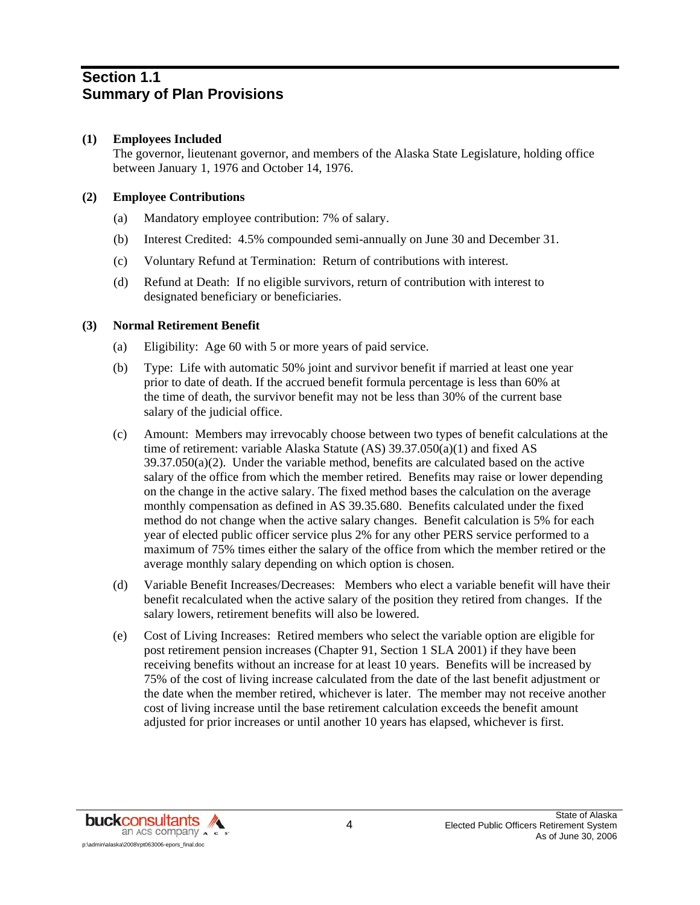# Section 1.1
# Summary of Plan Provisions

**(1) Employees Included**

The governor, lieutenant governor, and members of the Alaska State Legislature, holding office between January 1, 1976 and October 14, 1976.

**(2) Employee Contributions**

(a) Mandatory employee contribution: 7% of salary.

(b) Interest Credited: 4.5% compounded semi-annually on June 30 and December 31.

(c) Voluntary Refund at Termination: Return of contributions with interest.

(d) Refund at Death: If no eligible survivors, return of contribution with interest to designated beneficiary or beneficiaries.

**(3) Normal Retirement Benefit**

(a) Eligibility: Age 60 with 5 or more years of paid service.

(b) Type: Life with automatic 50% joint and survivor benefit if married at least one year prior to date of death. If the accrued benefit formula percentage is less than 60% at the time of death, the survivor benefit may not be less than 30% of the current base salary of the judicial office.

(c) Amount: Members may irrevocably choose between two types of benefit calculations at the time of retirement: variable Alaska Statute (AS) 39.37.050(a)(1) and fixed AS 39.37.050(a)(2). Under the variable method, benefits are calculated based on the active salary of the office from which the member retired. Benefits may raise or lower depending on the change in the active salary. The fixed method bases the calculation on the average monthly compensation as defined in AS 39.35.680. Benefits calculated under the fixed method do not change when the active salary changes. Benefit calculation is 5% for each year of elected public officer service plus 2% for any other PERS service performed to a maximum of 75% times either the salary of the office from which the member retired or the average monthly salary depending on which option is chosen.

(d) Variable Benefit Increases/Decreases: Members who elect a variable benefit will have their benefit recalculated when the active salary of the position they retired from changes. If the salary lowers, retirement benefits will also be lowered.

(e) Cost of Living Increases: Retired members who select the variable option are eligible for post retirement pension increases (Chapter 91, Section 1 SLA 2001) if they have been receiving benefits without an increase for at least 10 years. Benefits will be increased by 75% of the cost of living increase calculated from the date of the last benefit adjustment or the date when the member retired, whichever is later. The member may not receive another cost of living increase until the base retirement calculation exceeds the benefit amount adjusted for prior increases or until another 10 years has elapsed, whichever is first.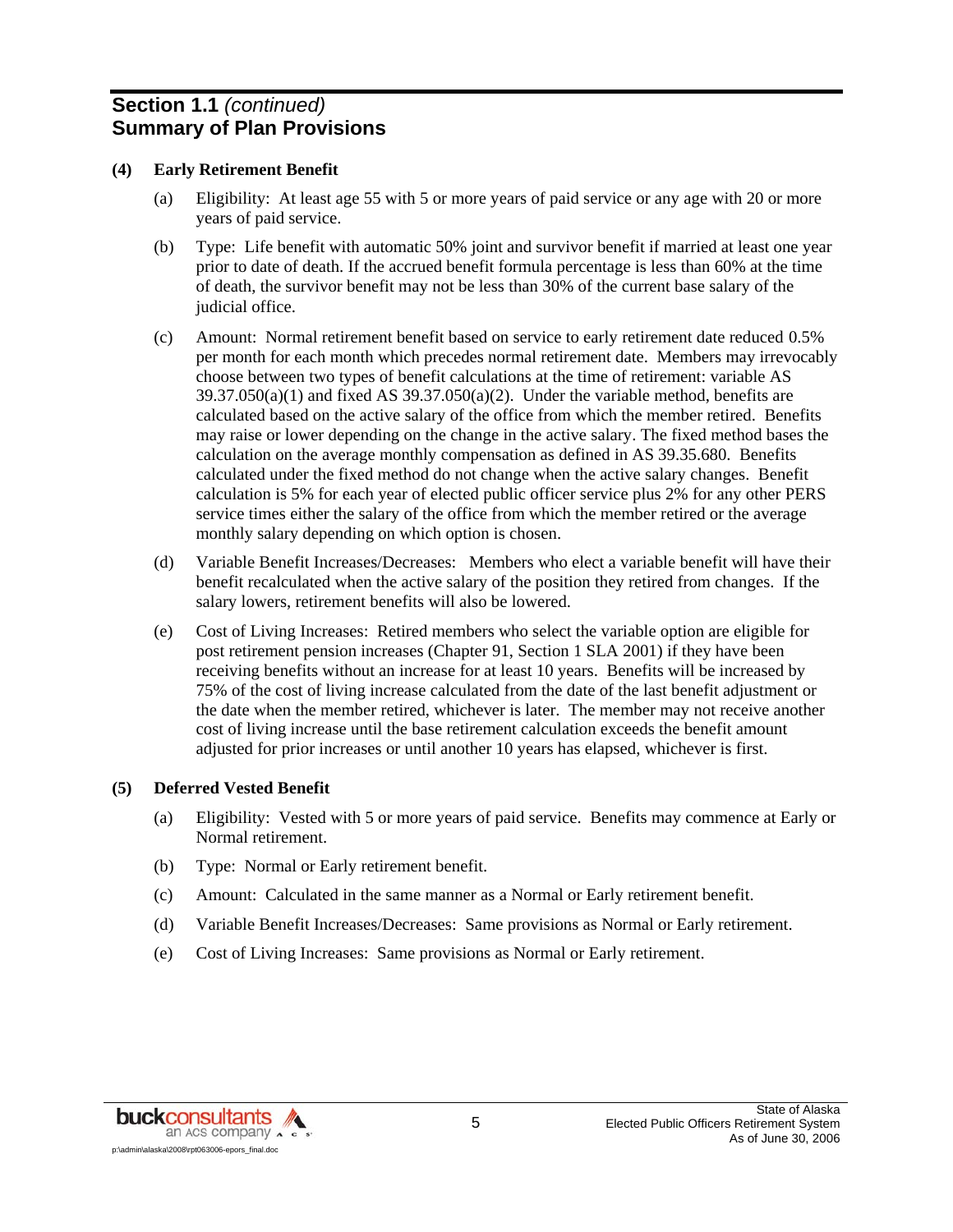## Section 1.1 *(continued)*
## Summary of Plan Provisions

**(4) Early Retirement Benefit**

(a) Eligibility: At least age 55 with 5 or more years of paid service or any age with 20 or more years of paid service.

(b) Type: Life benefit with automatic 50% joint and survivor benefit if married at least one year prior to date of death. If the accrued benefit formula percentage is less than 60% at the time of death, the survivor benefit may not be less than 30% of the current base salary of the judicial office.

(c) Amount: Normal retirement benefit based on service to early retirement date reduced 0.5% per month for each month which precedes normal retirement date. Members may irrevocably choose between two types of benefit calculations at the time of retirement: variable AS 39.37.050(a)(1) and fixed AS 39.37.050(a)(2). Under the variable method, benefits are calculated based on the active salary of the office from which the member retired. Benefits may raise or lower depending on the change in the active salary. The fixed method bases the calculation on the average monthly compensation as defined in AS 39.35.680. Benefits calculated under the fixed method do not change when the active salary changes. Benefit calculation is 5% for each year of elected public officer service plus 2% for any other PERS service times either the salary of the office from which the member retired or the average monthly salary depending on which option is chosen.

(d) Variable Benefit Increases/Decreases: Members who elect a variable benefit will have their benefit recalculated when the active salary of the position they retired from changes. If the salary lowers, retirement benefits will also be lowered.

(e) Cost of Living Increases: Retired members who select the variable option are eligible for post retirement pension increases (Chapter 91, Section 1 SLA 2001) if they have been receiving benefits without an increase for at least 10 years. Benefits will be increased by 75% of the cost of living increase calculated from the date of the last benefit adjustment or the date when the member retired, whichever is later. The member may not receive another cost of living increase until the base retirement calculation exceeds the benefit amount adjusted for prior increases or until another 10 years has elapsed, whichever is first.

**(5) Deferred Vested Benefit**

(a) Eligibility: Vested with 5 or more years of paid service. Benefits may commence at Early or Normal retirement.

(b) Type: Normal or Early retirement benefit.

(c) Amount: Calculated in the same manner as a Normal or Early retirement benefit.

(d) Variable Benefit Increases/Decreases: Same provisions as Normal or Early retirement.

(e) Cost of Living Increases: Same provisions as Normal or Early retirement.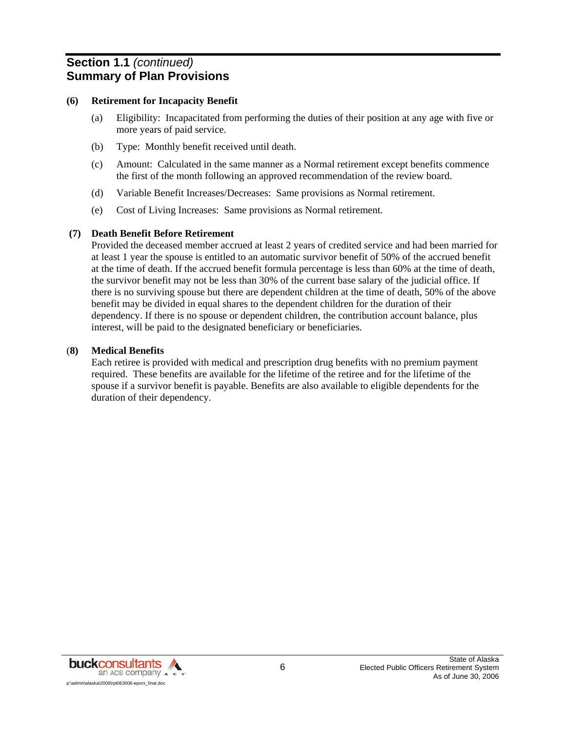## Section 1.1 *(continued)*
## Summary of Plan Provisions

**(6) Retirement for Incapacity Benefit**

(a) Eligibility: Incapacitated from performing the duties of their position at any age with five or more years of paid service.

(b) Type: Monthly benefit received until death.

(c) Amount: Calculated in the same manner as a Normal retirement except benefits commence the first of the month following an approved recommendation of the review board.

(d) Variable Benefit Increases/Decreases: Same provisions as Normal retirement.

(e) Cost of Living Increases: Same provisions as Normal retirement.

**(7) Death Benefit Before Retirement**

Provided the deceased member accrued at least 2 years of credited service and had been married for at least 1 year the spouse is entitled to an automatic survivor benefit of 50% of the accrued benefit at the time of death. If the accrued benefit formula percentage is less than 60% at the time of death, the survivor benefit may not be less than 30% of the current base salary of the judicial office. If there is no surviving spouse but there are dependent children at the time of death, 50% of the above benefit may be divided in equal shares to the dependent children for the duration of their dependency. If there is no spouse or dependent children, the contribution account balance, plus interest, will be paid to the designated beneficiary or beneficiaries.

**(8) Medical Benefits**

Each retiree is provided with medical and prescription drug benefits with no premium payment required. These benefits are available for the lifetime of the retiree and for the lifetime of the spouse if a survivor benefit is payable. Benefits are also available to eligible dependents for the duration of their dependency.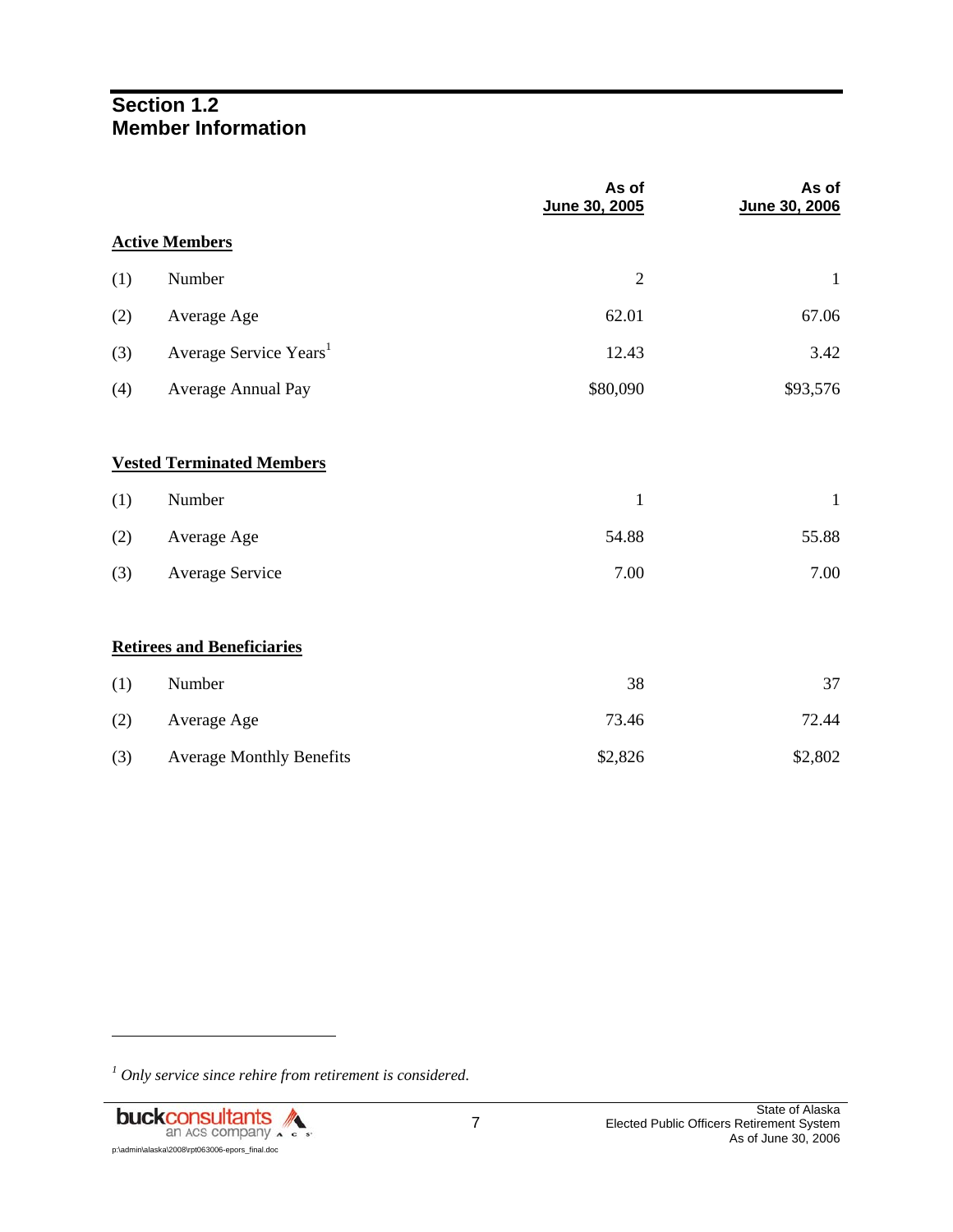## Section 1.2
## Member Information

| | | As of June 30, 2005 | As of June 30, 2006 |
|---|---|---|---|
| **Active Members** | | | |
| (1) | Number | 2 | 1 |
| (2) | Average Age | 62.01 | 67.06 |
| (3) | Average Service Years[1] | 12.43 | 3.42 |
| (4) | Average Annual Pay | $80,090 | $93,576 |
| **Vested Terminated Members** | | | |
| (1) | Number | 1 | 1 |
| (2) | Average Age | 54.88 | 55.88 |
| (3) | Average Service | 7.00 | 7.00 |
| **Retirees and Beneficiaries** | | | |
| (1) | Number | 38 | 37 |
| (2) | Average Age | 73.46 | 72.44 |
| (3) | Average Monthly Benefits | $2,826 | $2,802 |

[1] *Only service since rehire from retirement is considered.*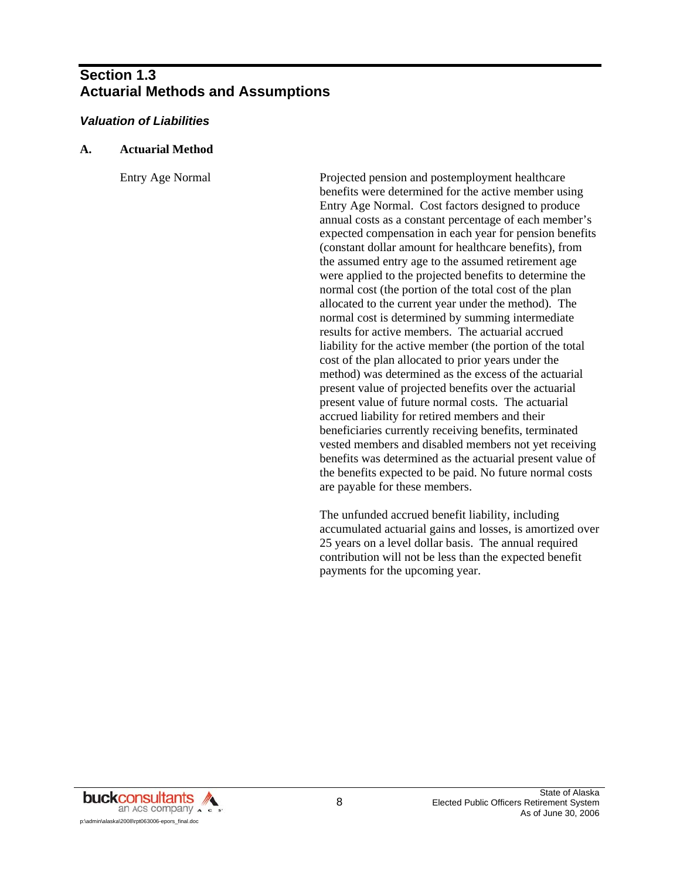## Section 1.3
## Actuarial Methods and Assumptions

### *Valuation of Liabilities*

**A. Actuarial Method**

Entry Age Normal

Projected pension and postemployment healthcare benefits were determined for the active member using Entry Age Normal. Cost factors designed to produce annual costs as a constant percentage of each member's expected compensation in each year for pension benefits (constant dollar amount for healthcare benefits), from the assumed entry age to the assumed retirement age were applied to the projected benefits to determine the normal cost (the portion of the total cost of the plan allocated to the current year under the method). The normal cost is determined by summing intermediate results for active members. The actuarial accrued liability for the active member (the portion of the total cost of the plan allocated to prior years under the method) was determined as the excess of the actuarial present value of projected benefits over the actuarial present value of future normal costs. The actuarial accrued liability for retired members and their beneficiaries currently receiving benefits, terminated vested members and disabled members not yet receiving benefits was determined as the actuarial present value of the benefits expected to be paid. No future normal costs are payable for these members.

The unfunded accrued benefit liability, including accumulated actuarial gains and losses, is amortized over 25 years on a level dollar basis. The annual required contribution will not be less than the expected benefit payments for the upcoming year.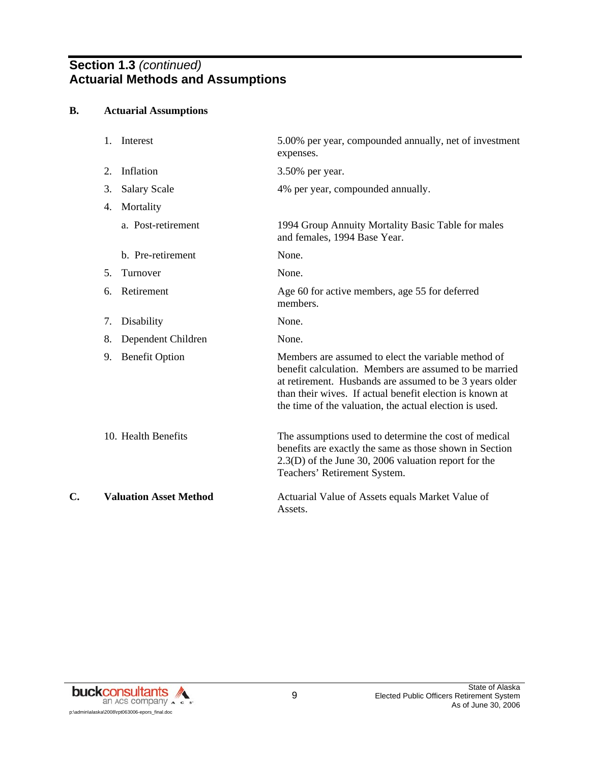## Section 1.3 *(continued)*
## Actuarial Methods and Assumptions

### B. Actuarial Assumptions

| | |
|---|---|
| 1. Interest | 5.00% per year, compounded annually, net of investment expenses. |
| 2. Inflation | 3.50% per year. |
| 3. Salary Scale | 4% per year, compounded annually. |
| 4. Mortality | |
| a. Post-retirement | 1994 Group Annuity Mortality Basic Table for males and females, 1994 Base Year. |
| b. Pre-retirement | None. |
| 5. Turnover | None. |
| 6. Retirement | Age 60 for active members, age 55 for deferred members. |
| 7. Disability | None. |
| 8. Dependent Children | None. |
| 9. Benefit Option | Members are assumed to elect the variable method of benefit calculation. Members are assumed to be married at retirement. Husbands are assumed to be 3 years older than their wives. If actual benefit election is known at the time of the valuation, the actual election is used. |
| 10. Health Benefits | The assumptions used to determine the cost of medical benefits are exactly the same as those shown in Section 2.3(D) of the June 30, 2006 valuation report for the Teachers' Retirement System. |

### C. Valuation Asset Method

Actuarial Value of Assets equals Market Value of Assets.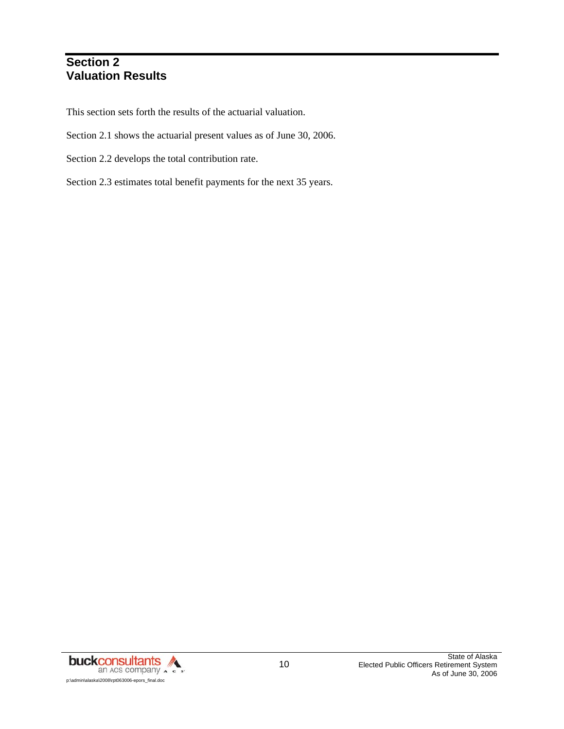# Section 2
# Valuation Results

This section sets forth the results of the actuarial valuation.

Section 2.1 shows the actuarial present values as of June 30, 2006.

Section 2.2 develops the total contribution rate.

Section 2.3 estimates total benefit payments for the next 35 years.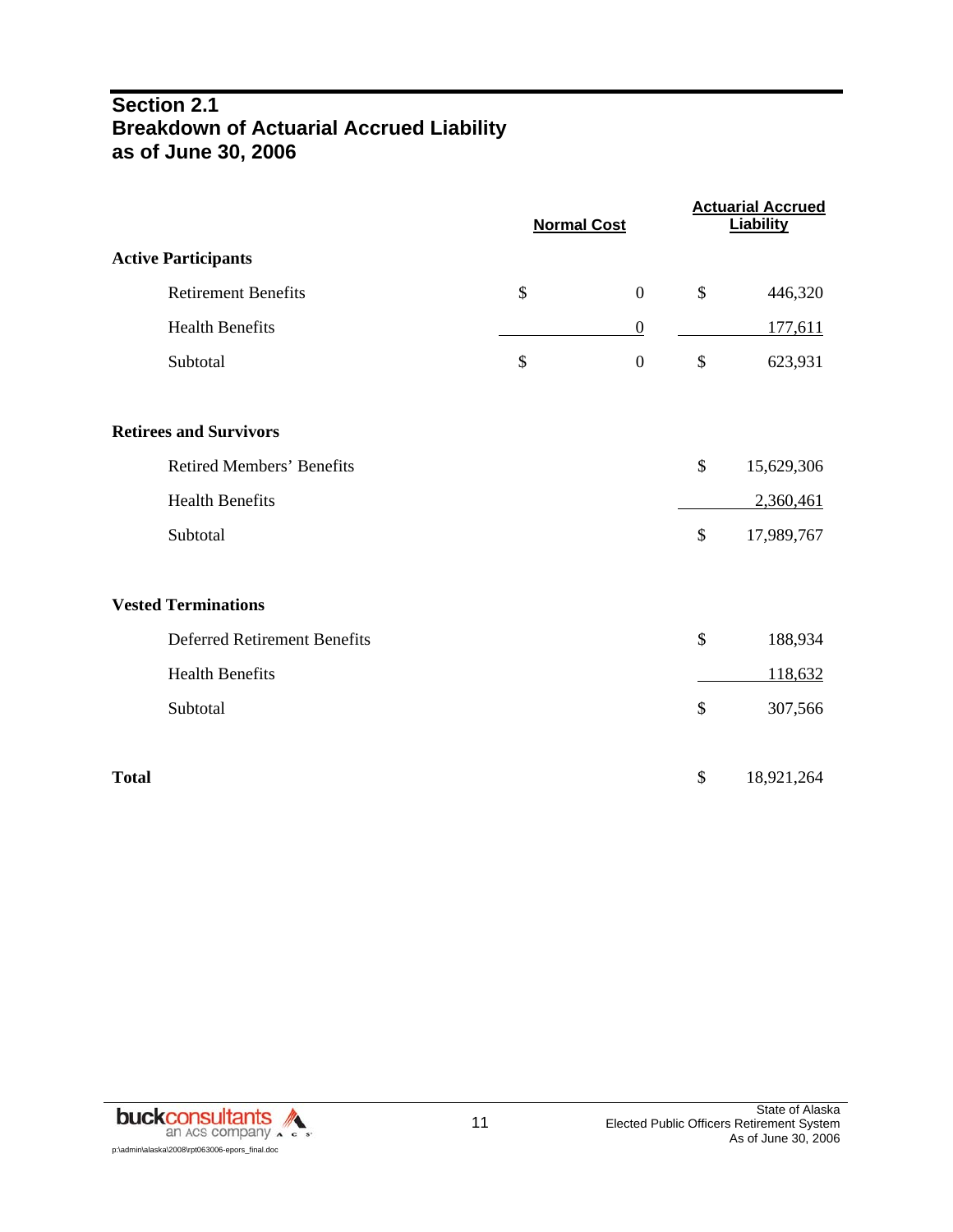## Section 2.1
## Breakdown of Actuarial Accrued Liability as of June 30, 2006

| | Normal Cost | Actuarial Accrued Liability |
|---|---|---|
| **Active Participants** | | |
| Retirement Benefits | $ 0 | $ 446,320 |
| Health Benefits | 0 | 177,611 |
| Subtotal | $ 0 | $ 623,931 |
| **Retirees and Survivors** | | |
| Retired Members' Benefits | | $ 15,629,306 |
| Health Benefits | | 2,360,461 |
| Subtotal | | $ 17,989,767 |
| **Vested Terminations** | | |
| Deferred Retirement Benefits | | $ 188,934 |
| Health Benefits | | 118,632 |
| Subtotal | | $ 307,566 |
| **Total** | | $ 18,921,264 |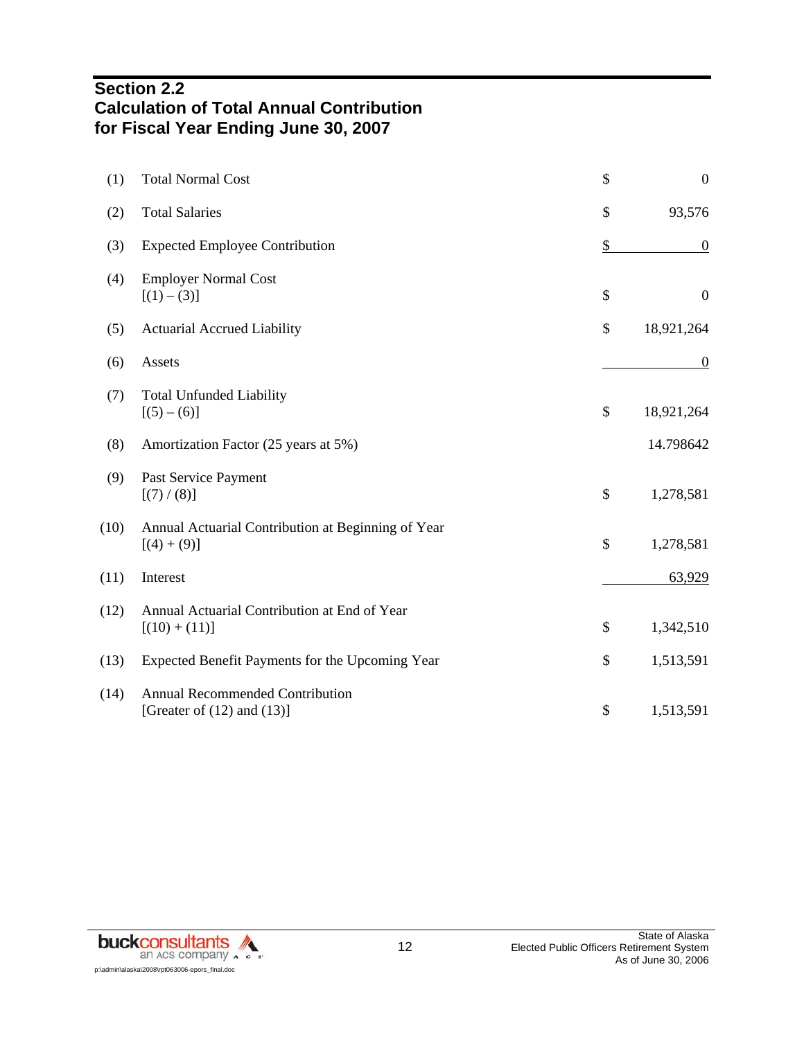## Section 2.2
## Calculation of Total Annual Contribution for Fiscal Year Ending June 30, 2007

| | | | |
|---|---|---|---|
| (1) | Total Normal Cost | $ | 0 |
| (2) | Total Salaries | $ | 93,576 |
| (3) | Expected Employee Contribution | $ | 0 |
| (4) | Employer Normal Cost<br>[(1) – (3)] | $ | 0 |
| (5) | Actuarial Accrued Liability | $ | 18,921,264 |
| (6) | Assets | | 0 |
| (7) | Total Unfunded Liability<br>[(5) – (6)] | $ | 18,921,264 |
| (8) | Amortization Factor (25 years at 5%) | | 14.798642 |
| (9) | Past Service Payment<br>[(7) / (8)] | $ | 1,278,581 |
| (10) | Annual Actuarial Contribution at Beginning of Year<br>[(4) + (9)] | $ | 1,278,581 |
| (11) | Interest | | 63,929 |
| (12) | Annual Actuarial Contribution at End of Year<br>[(10) + (11)] | $ | 1,342,510 |
| (13) | Expected Benefit Payments for the Upcoming Year | $ | 1,513,591 |
| (14) | Annual Recommended Contribution<br>[Greater of (12) and (13)] | $ | 1,513,591 |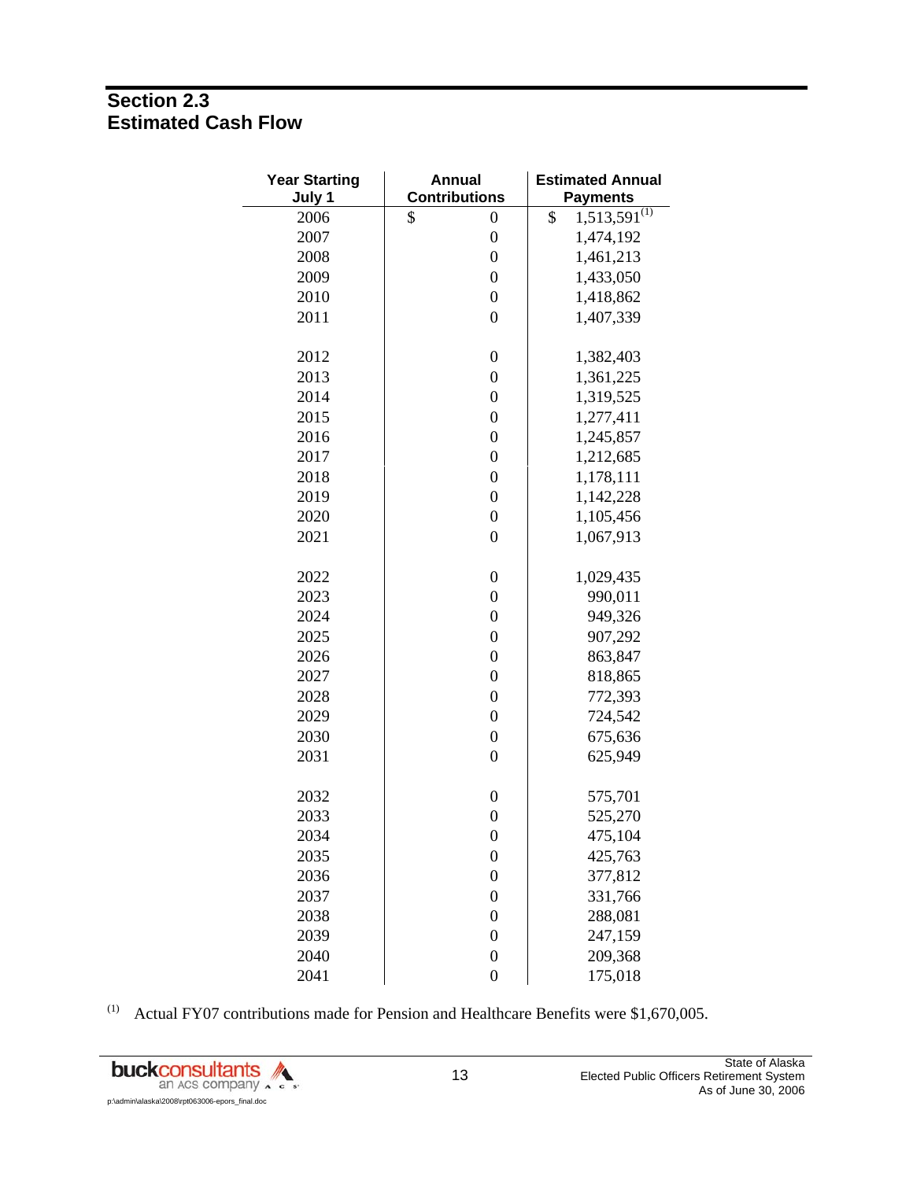## Section 2.3
## Estimated Cash Flow

| Year Starting July 1 | Annual Contributions | Estimated Annual Payments |
|---|---|---|
| 2006 | $ 0 | $ 1,513,591[1] |
| 2007 | 0 | 1,474,192 |
| 2008 | 0 | 1,461,213 |
| 2009 | 0 | 1,433,050 |
| 2010 | 0 | 1,418,862 |
| 2011 | 0 | 1,407,339 |
| 2012 | 0 | 1,382,403 |
| 2013 | 0 | 1,361,225 |
| 2014 | 0 | 1,319,525 |
| 2015 | 0 | 1,277,411 |
| 2016 | 0 | 1,245,857 |
| 2017 | 0 | 1,212,685 |
| 2018 | 0 | 1,178,111 |
| 2019 | 0 | 1,142,228 |
| 2020 | 0 | 1,105,456 |
| 2021 | 0 | 1,067,913 |
| 2022 | 0 | 1,029,435 |
| 2023 | 0 | 990,011 |
| 2024 | 0 | 949,326 |
| 2025 | 0 | 907,292 |
| 2026 | 0 | 863,847 |
| 2027 | 0 | 818,865 |
| 2028 | 0 | 772,393 |
| 2029 | 0 | 724,542 |
| 2030 | 0 | 675,636 |
| 2031 | 0 | 625,949 |
| 2032 | 0 | 575,701 |
| 2033 | 0 | 525,270 |
| 2034 | 0 | 475,104 |
| 2035 | 0 | 425,763 |
| 2036 | 0 | 377,812 |
| 2037 | 0 | 331,766 |
| 2038 | 0 | 288,081 |
| 2039 | 0 | 247,159 |
| 2040 | 0 | 209,368 |
| 2041 | 0 | 175,018 |

[1] Actual FY07 contributions made for Pension and Healthcare Benefits were $1,670,005.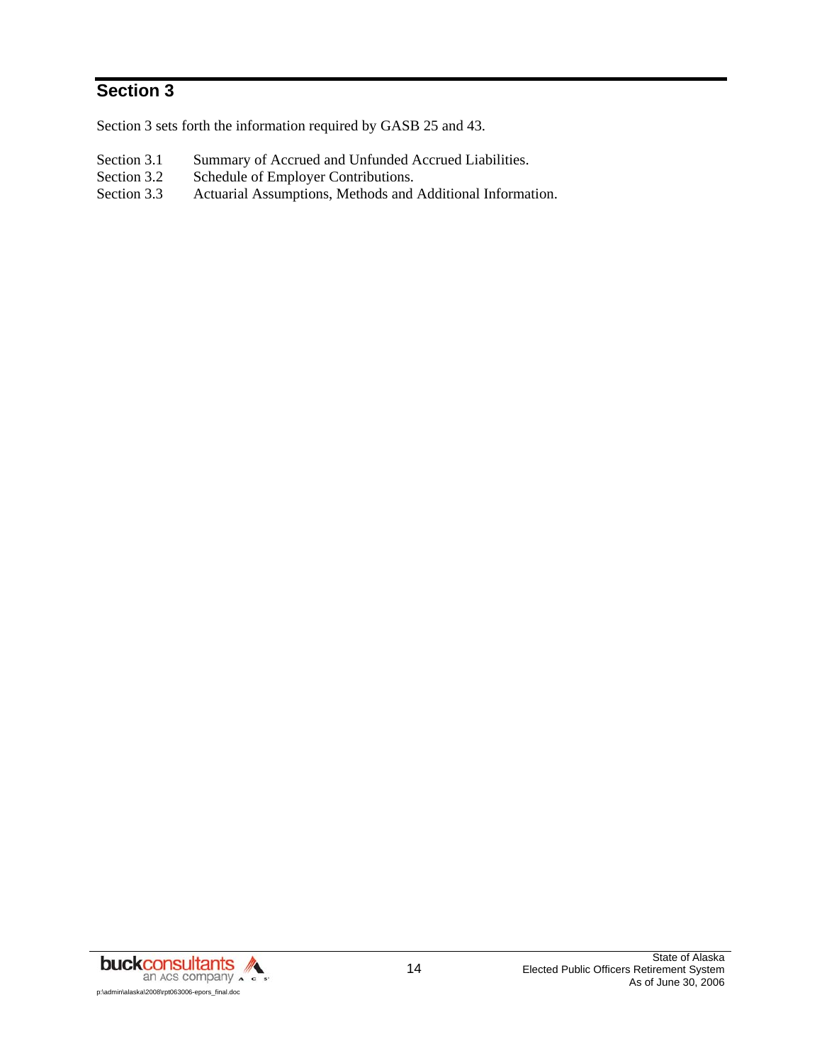# Section 3

Section 3 sets forth the information required by GASB 25 and 43.

| | |
|---|---|
| Section 3.1 | Summary of Accrued and Unfunded Accrued Liabilities. |
| Section 3.2 | Schedule of Employer Contributions. |
| Section 3.3 | Actuarial Assumptions, Methods and Additional Information. |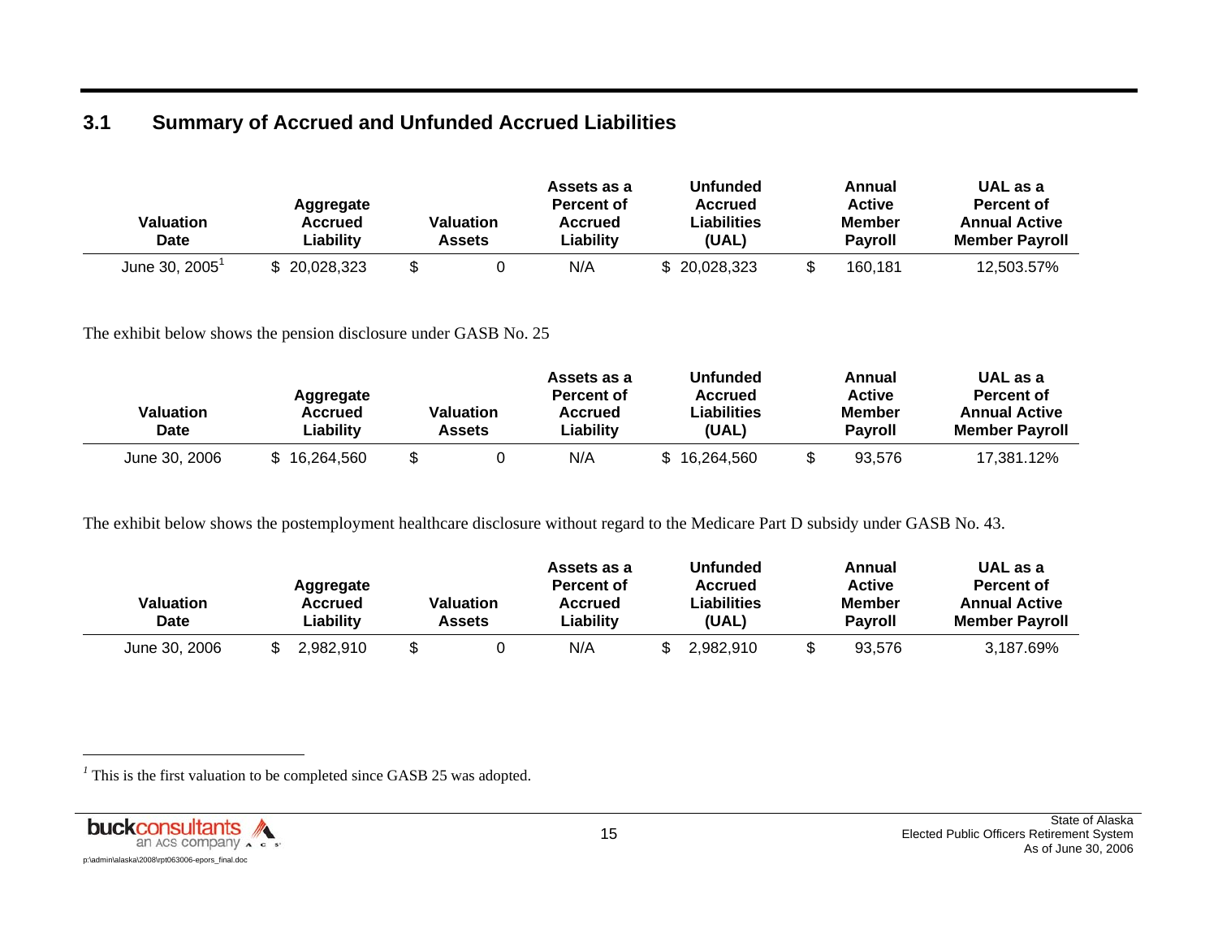## 3.1 Summary of Accrued and Unfunded Accrued Liabilities

| Valuation Date | Aggregate Accrued Liability | Valuation Assets | Assets as a Percent of Accrued Liability | Unfunded Accrued Liabilities (UAL) | Annual Active Member Payroll | UAL as a Percent of Annual Active Member Payroll |
|---|---|---|---|---|---|---|
| June 30, 2005[1] | $ 20,028,323 | $ 0 | N/A | $ 20,028,323 | $ 160,181 | 12,503.57% |

The exhibit below shows the pension disclosure under GASB No. 25

| Valuation Date | Aggregate Accrued Liability | Valuation Assets | Assets as a Percent of Accrued Liability | Unfunded Accrued Liabilities (UAL) | Annual Active Member Payroll | UAL as a Percent of Annual Active Member Payroll |
|---|---|---|---|---|---|---|
| June 30, 2006 | $ 16,264,560 | $ 0 | N/A | $ 16,264,560 | $ 93,576 | 17,381.12% |

The exhibit below shows the postemployment healthcare disclosure without regard to the Medicare Part D subsidy under GASB No. 43.

| Valuation Date | Aggregate Accrued Liability | Valuation Assets | Assets as a Percent of Accrued Liability | Unfunded Accrued Liabilities (UAL) | Annual Active Member Payroll | UAL as a Percent of Annual Active Member Payroll |
|---|---|---|---|---|---|---|
| June 30, 2006 | $ 2,982,910 | $ 0 | N/A | $ 2,982,910 | $ 93,576 | 3,187.69% |

[1] This is the first valuation to be completed since GASB 25 was adopted.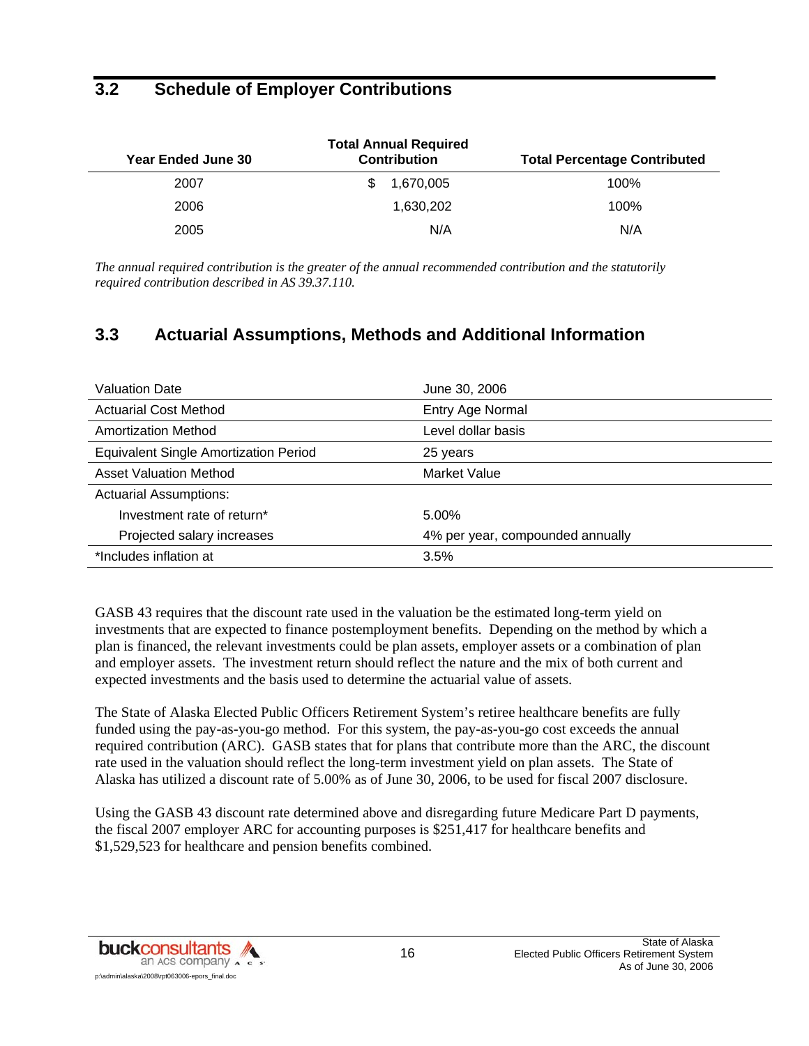## 3.2 Schedule of Employer Contributions

| Year Ended June 30 | Total Annual Required Contribution | Total Percentage Contributed |
|---|---|---|
| 2007 | $ 1,670,005 | 100% |
| 2006 | 1,630,202 | 100% |
| 2005 | N/A | N/A |

*The annual required contribution is the greater of the annual recommended contribution and the statutorily required contribution described in AS 39.37.110.*

## 3.3 Actuarial Assumptions, Methods and Additional Information

| | |
|---|---|
| Valuation Date | June 30, 2006 |
| Actuarial Cost Method | Entry Age Normal |
| Amortization Method | Level dollar basis |
| Equivalent Single Amortization Period | 25 years |
| Asset Valuation Method | Market Value |
| Actuarial Assumptions: | |
| Investment rate of return* | 5.00% |
| Projected salary increases | 4% per year, compounded annually |
| *Includes inflation at | 3.5% |

GASB 43 requires that the discount rate used in the valuation be the estimated long-term yield on investments that are expected to finance postemployment benefits. Depending on the method by which a plan is financed, the relevant investments could be plan assets, employer assets or a combination of plan and employer assets. The investment return should reflect the nature and the mix of both current and expected investments and the basis used to determine the actuarial value of assets.

The State of Alaska Elected Public Officers Retirement System's retiree healthcare benefits are fully funded using the pay-as-you-go method. For this system, the pay-as-you-go cost exceeds the annual required contribution (ARC). GASB states that for plans that contribute more than the ARC, the discount rate used in the valuation should reflect the long-term investment yield on plan assets. The State of Alaska has utilized a discount rate of 5.00% as of June 30, 2006, to be used for fiscal 2007 disclosure.

Using the GASB 43 discount rate determined above and disregarding future Medicare Part D payments, the fiscal 2007 employer ARC for accounting purposes is $251,417 for healthcare benefits and $1,529,523 for healthcare and pension benefits combined.